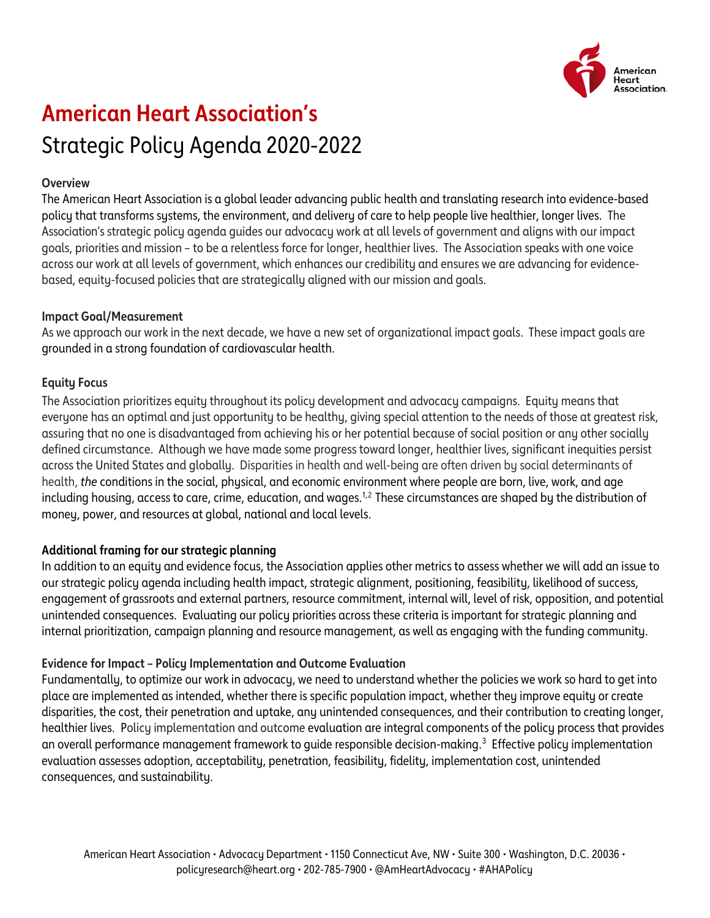# American Heart Association's

## Strategic Policy Agenda 2020-2022

**Overview**

The American Heart Association is a global leader advancing public health and translating research into evidence-based policy that transforms systems, the environment, and delivery of care to help people live healthier, longer lives. The Association's strategic policy agenda guides our advocacy work at all levels of government and aligns with our impact goals, priorities and mission – to be a relentless force for longer, healthier lives. The Association speaks with one voice across our work at all levels of government, which enhances our credibility and ensures we are advancing for evidence-based, equity-focused policies that are strategically aligned with our mission and goals.

**Impact Goal/Measurement**

As we approach our work in the next decade, we have a new set of organizational impact goals. These impact goals are grounded in a strong foundation of cardiovascular health.

**Equity Focus**

The Association prioritizes equity throughout its policy development and advocacy campaigns. Equity means that everyone has an optimal and just opportunity to be healthy, giving special attention to the needs of those at greatest risk, assuring that no one is disadvantaged from achieving his or her potential because of social position or any other socially defined circumstance. Although we have made some progress toward longer, healthier lives, significant inequities persist across the United States and globally. Disparities in health and well-being are often driven by social determinants of health, *the* conditions in the social, physical, and economic environment where people are born, live, work, and age including housing, access to care, crime, education, and wages.[1,2] These circumstances are shaped by the distribution of money, power, and resources at global, national and local levels.

**Additional framing for our strategic planning**

In addition to an equity and evidence focus, the Association applies other metrics to assess whether we will add an issue to our strategic policy agenda including health impact, strategic alignment, positioning, feasibility, likelihood of success, engagement of grassroots and external partners, resource commitment, internal will, level of risk, opposition, and potential unintended consequences. Evaluating our policy priorities across these criteria is important for strategic planning and internal prioritization, campaign planning and resource management, as well as engaging with the funding community.

**Evidence for Impact – Policy Implementation and Outcome Evaluation**

Fundamentally, to optimize our work in advocacy, we need to understand whether the policies we work so hard to get into place are implemented as intended, whether there is specific population impact, whether they improve equity or create disparities, the cost, their penetration and uptake, any unintended consequences, and their contribution to creating longer, healthier lives. Policy implementation and outcome evaluation are integral components of the policy process that provides an overall performance management framework to guide responsible decision-making.[3] Effective policy implementation evaluation assesses adoption, acceptability, penetration, feasibility, fidelity, implementation cost, unintended consequences, and sustainability.

American Heart Association • Advocacy Department • 1150 Connecticut Ave, NW • Suite 300 • Washington, D.C. 20036 • policyresearch@heart.org • 202-785-7900 • @AmHeartAdvocacy • #AHAPolicy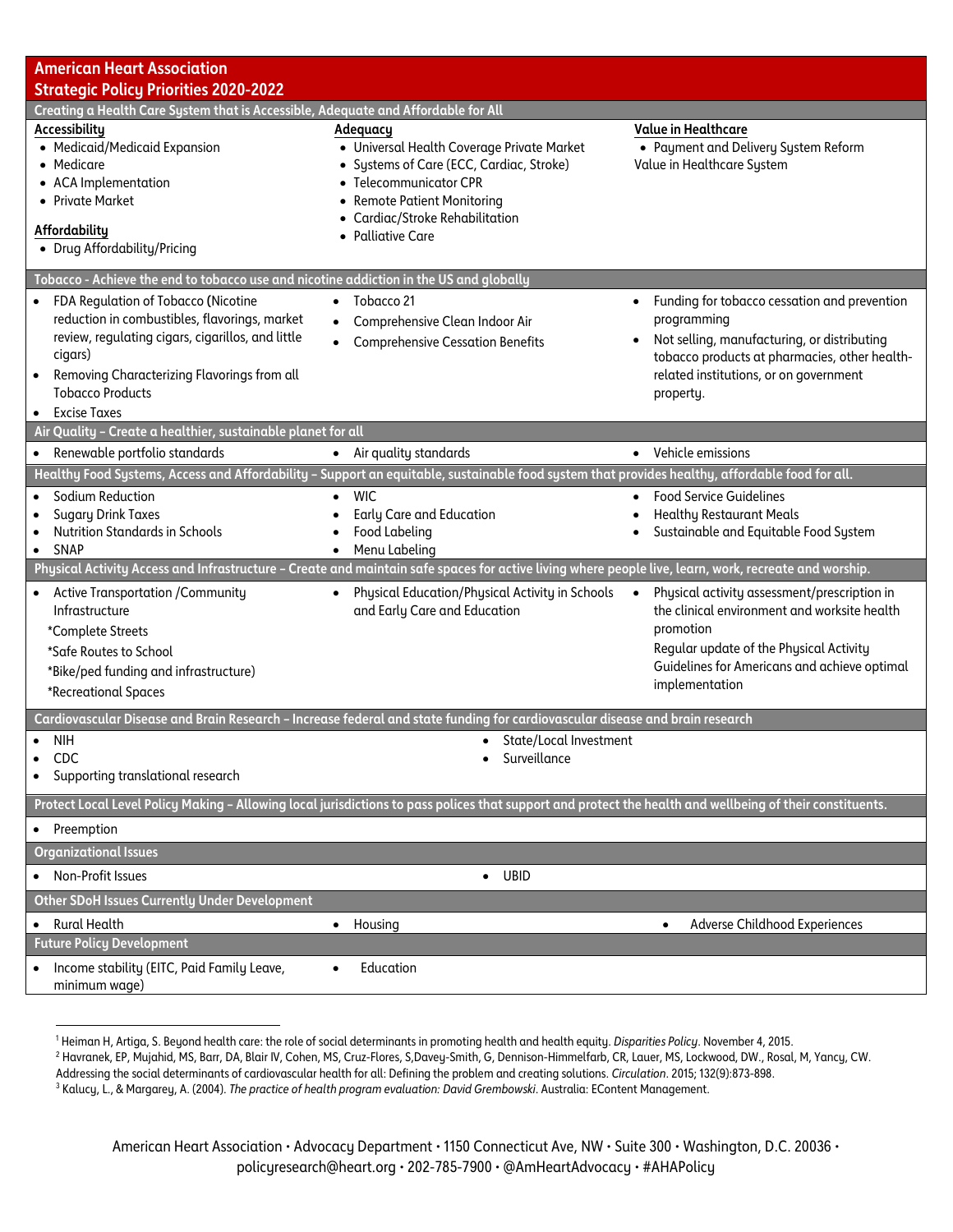## American Heart Association
## Strategic Policy Priorities 2020-2022

### Creating a Health Care System that is Accessible, Adequate and Affordable for All

| | | |
|---|---|---|
| **Accessibility**<br>• Medicaid/Medicaid Expansion<br>• Medicare<br>• ACA Implementation<br>• Private Market<br><br>**Affordability**<br>• Drug Affordability/Pricing | **Adequacy**<br>• Universal Health Coverage Private Market<br>• Systems of Care (ECC, Cardiac, Stroke)<br>• Telecommunicator CPR<br>• Remote Patient Monitoring<br>• Cardiac/Stroke Rehabilitation<br>• Palliative Care | **Value in Healthcare**<br>• Payment and Delivery System Reform<br>Value in Healthcare System |

### Tobacco - Achieve the end to tobacco use and nicotine addiction in the US and globally

| | | |
|---|---|---|
| • FDA Regulation of Tobacco (Nicotine reduction in combustibles, flavorings, market review, regulating cigars, cigarillos, and little cigars)<br>• Removing Characterizing Flavorings from all Tobacco Products<br>• Excise Taxes | • Tobacco 21<br>• Comprehensive Clean Indoor Air<br>• Comprehensive Cessation Benefits | • Funding for tobacco cessation and prevention programming<br>• Not selling, manufacturing, or distributing tobacco products at pharmacies, other health-related institutions, or on government property. |

### Air Quality – Create a healthier, sustainable planet for all

| | | |
|---|---|---|
| • Renewable portfolio standards | • Air quality standards | • Vehicle emissions |

### Healthy Food Systems, Access and Affordability – Support an equitable, sustainable food system that provides healthy, affordable food for all.

| | | |
|---|---|---|
| • Sodium Reduction<br>• Sugary Drink Taxes<br>• Nutrition Standards in Schools<br>• SNAP | • WIC<br>• Early Care and Education<br>• Food Labeling<br>• Menu Labeling | • Food Service Guidelines<br>• Healthy Restaurant Meals<br>• Sustainable and Equitable Food System |

### Physical Activity Access and Infrastructure – Create and maintain safe spaces for active living where people live, learn, work, recreate and worship.

| | | |
|---|---|---|
| • Active Transportation /Community Infrastructure<br>*Complete Streets<br>*Safe Routes to School<br>*Bike/ped funding and infrastructure)<br>*Recreational Spaces | • Physical Education/Physical Activity in Schools and Early Care and Education | • Physical activity assessment/prescription in the clinical environment and worksite health promotion<br>Regular update of the Physical Activity Guidelines for Americans and achieve optimal implementation |

### Cardiovascular Disease and Brain Research – Increase federal and state funding for cardiovascular disease and brain research

| | |
|---|---|
| • NIH<br>• CDC<br>• Supporting translational research | • State/Local Investment<br>• Surveillance |

### Protect Local Level Policy Making – Allowing local jurisdictions to pass polices that support and protect the health and wellbeing of their constituents.

- Preemption

### Organizational Issues

| | |
|---|---|
| • Non-Profit Issues | • UBID |

### Other SDoH Issues Currently Under Development

| | | |
|---|---|---|
| • Rural Health | • Housing | • Adverse Childhood Experiences |

### Future Policy Development

| | |
|---|---|
| • Income stability (EITC, Paid Family Leave, minimum wage) | • Education |

---

[1] Heiman H, Artiga, S. Beyond health care: the role of social determinants in promoting health and health equity. *Disparities Policy*. November 4, 2015.

[2] Havranek, EP, Mujahid, MS, Barr, DA, Blair IV, Cohen, MS, Cruz-Flores, S,Davey-Smith, G, Dennison-Himmelfarb, CR, Lauer, MS, Lockwood, DW., Rosal, M, Yancy, CW. Addressing the social determinants of cardiovascular health for all: Defining the problem and creating solutions. *Circulation*. 2015; 132(9):873-898.

[3] Kalucy, L., & Margarey, A. (2004). *The practice of health program evaluation: David Grembowski*. Australia: EContent Management.

American Heart Association • Advocacy Department • 1150 Connecticut Ave, NW • Suite 300 • Washington, D.C. 20036 • policyresearch@heart.org • 202-785-7900 • @AmHeartAdvocacy • #AHAPolicy